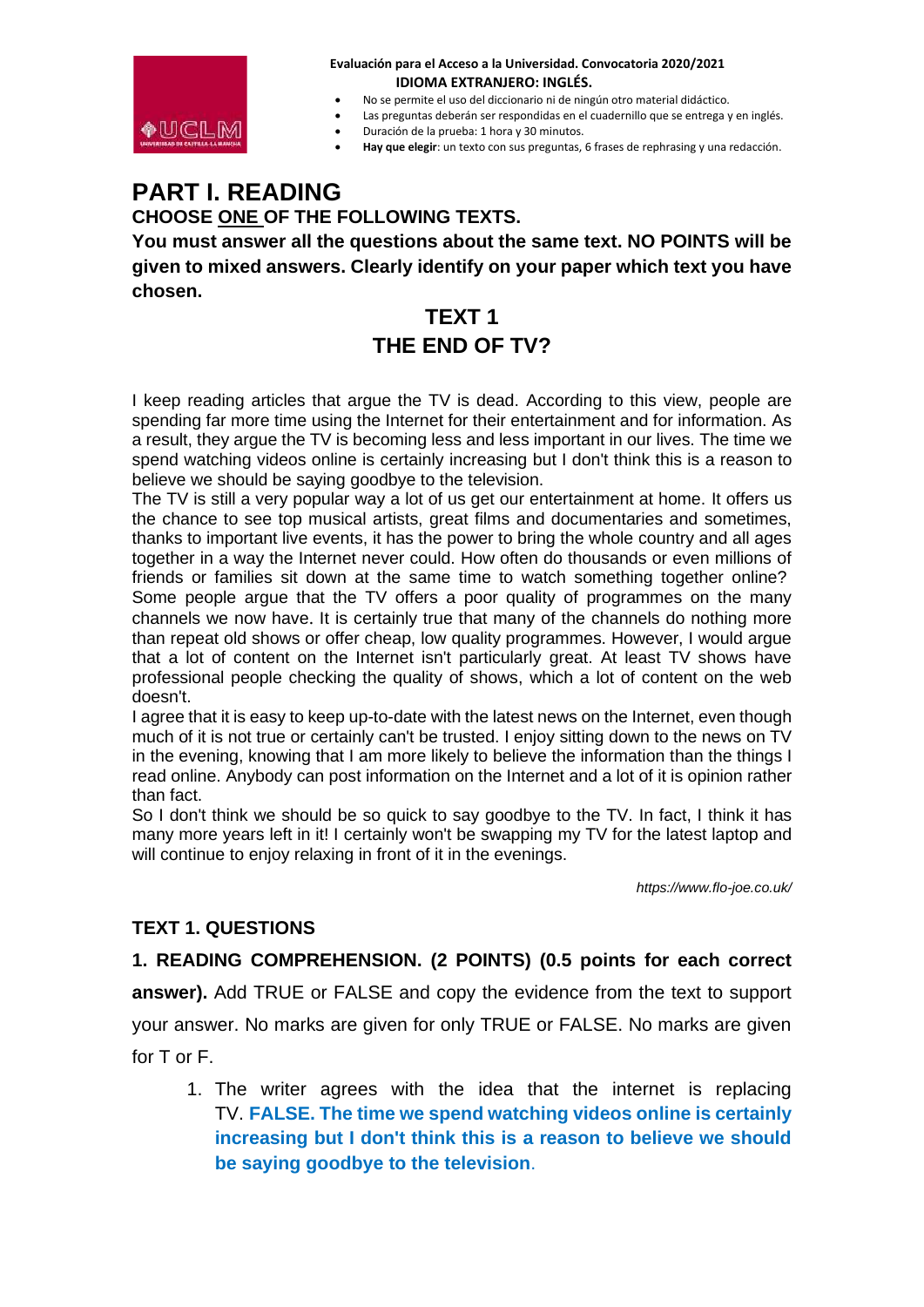**Evaluación para el Acceso a la Universidad. Convocatoria 2020/2021**
**IDIOMA EXTRANJERO: INGLÉS.**

- No se permite el uso del diccionario ni de ningún otro material didáctico.
- Las preguntas deberán ser respondidas en el cuadernillo que se entrega y en inglés.
- Duración de la prueba: 1 hora y 30 minutos.
- **Hay que elegir**: un texto con sus preguntas, 6 frases de rephrasing y una redacción.

# PART I. READING

**CHOOSE ONE OF THE FOLLOWING TEXTS.**

**You must answer all the questions about the same text. NO POINTS will be given to mixed answers. Clearly identify on your paper which text you have chosen.**

## TEXT 1
## THE END OF TV?

I keep reading articles that argue the TV is dead. According to this view, people are spending far more time using the Internet for their entertainment and for information. As a result, they argue the TV is becoming less and less important in our lives. The time we spend watching videos online is certainly increasing but I don't think this is a reason to believe we should be saying goodbye to the television.

The TV is still a very popular way a lot of us get our entertainment at home. It offers us the chance to see top musical artists, great films and documentaries and sometimes, thanks to important live events, it has the power to bring the whole country and all ages together in a way the Internet never could. How often do thousands or even millions of friends or families sit down at the same time to watch something together online?

Some people argue that the TV offers a poor quality of programmes on the many channels we now have. It is certainly true that many of the channels do nothing more than repeat old shows or offer cheap, low quality programmes. However, I would argue that a lot of content on the Internet isn't particularly great. At least TV shows have professional people checking the quality of shows, which a lot of content on the web doesn't.

I agree that it is easy to keep up-to-date with the latest news on the Internet, even though much of it is not true or certainly can't be trusted. I enjoy sitting down to the news on TV in the evening, knowing that I am more likely to believe the information than the things I read online. Anybody can post information on the Internet and a lot of it is opinion rather than fact.

So I don't think we should be so quick to say goodbye to the TV. In fact, I think it has many more years left in it! I certainly won't be swapping my TV for the latest laptop and will continue to enjoy relaxing in front of it in the evenings.

*https://www.flo-joe.co.uk/*

### TEXT 1. QUESTIONS

**1. READING COMPREHENSION. (2 POINTS) (0.5 points for each correct answer).** Add TRUE or FALSE and copy the evidence from the text to support your answer. No marks are given for only TRUE or FALSE. No marks are given for T or F.

1. The writer agrees with the idea that the internet is replacing TV. **FALSE. The time we spend watching videos online is certainly increasing but I don't think this is a reason to believe we should be saying goodbye to the television**.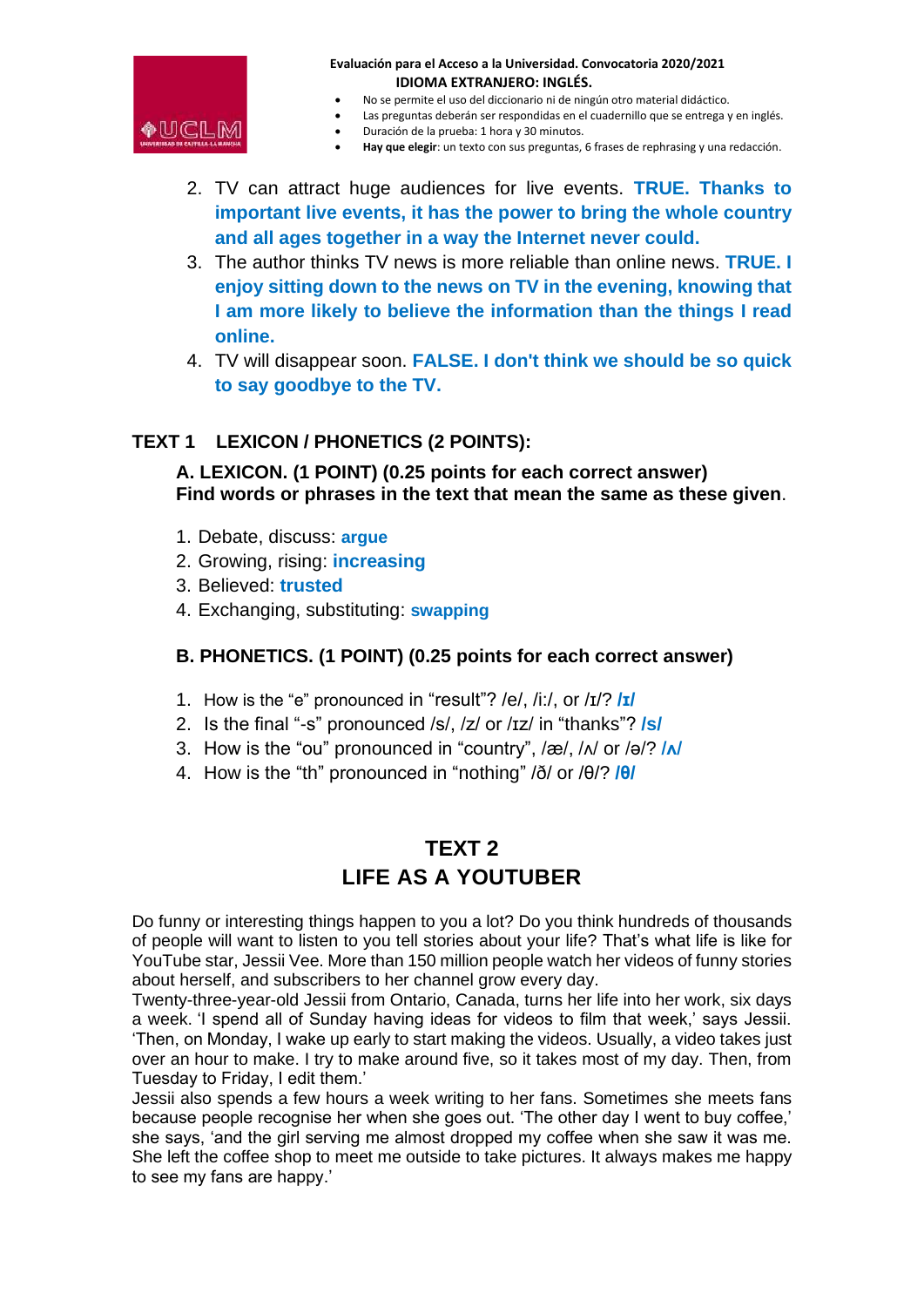Evaluación para el Acceso a la Universidad. Convocatoria 2020/2021
**IDIOMA EXTRANJERO: INGLÉS.**

- No se permite el uso del diccionario ni de ningún otro material didáctico.
- Las preguntas deberán ser respondidas en el cuadernillo que se entrega y en inglés.
- Duración de la prueba: 1 hora y 30 minutos.
- **Hay que elegir**: un texto con sus preguntas, 6 frases de rephrasing y una redacción.

2. TV can attract huge audiences for live events. **TRUE. Thanks to important live events, it has the power to bring the whole country and all ages together in a way the Internet never could.**
3. The author thinks TV news is more reliable than online news. **TRUE. I enjoy sitting down to the news on TV in the evening, knowing that I am more likely to believe the information than the things I read online.**
4. TV will disappear soon. **FALSE. I don't think we should be so quick to say goodbye to the TV.**

## TEXT 1 LEXICON / PHONETICS (2 POINTS):

### A. LEXICON. (1 POINT) (0.25 points for each correct answer)
### Find words or phrases in the text that mean the same as these given.

1. Debate, discuss: **argue**
2. Growing, rising: **increasing**
3. Believed: **trusted**
4. Exchanging, substituting: **swapping**

### B. PHONETICS. (1 POINT) (0.25 points for each correct answer)

1. How is the "e" pronounced in "result"? /e/, /iː/, or /ɪ/? **/ɪ/**
2. Is the final "-s" pronounced /s/, /z/ or /ɪz/ in "thanks"? **/s/**
3. How is the "ou" pronounced in "country", /æ/, /ʌ/ or /ə/? **/ʌ/**
4. How is the "th" pronounced in "nothing" /ð/ or /θ/? **/θ/**

# TEXT 2
# LIFE AS A YOUTUBER

Do funny or interesting things happen to you a lot? Do you think hundreds of thousands of people will want to listen to you tell stories about your life? That's what life is like for YouTube star, Jessii Vee. More than 150 million people watch her videos of funny stories about herself, and subscribers to her channel grow every day.
Twenty-three-year-old Jessii from Ontario, Canada, turns her life into her work, six days a week. 'I spend all of Sunday having ideas for videos to film that week,' says Jessii. 'Then, on Monday, I wake up early to start making the videos. Usually, a video takes just over an hour to make. I try to make around five, so it takes most of my day. Then, from Tuesday to Friday, I edit them.'
Jessii also spends a few hours a week writing to her fans. Sometimes she meets fans because people recognise her when she goes out. 'The other day I went to buy coffee,' she says, 'and the girl serving me almost dropped my coffee when she saw it was me. She left the coffee shop to meet me outside to take pictures. It always makes me happy to see my fans are happy.'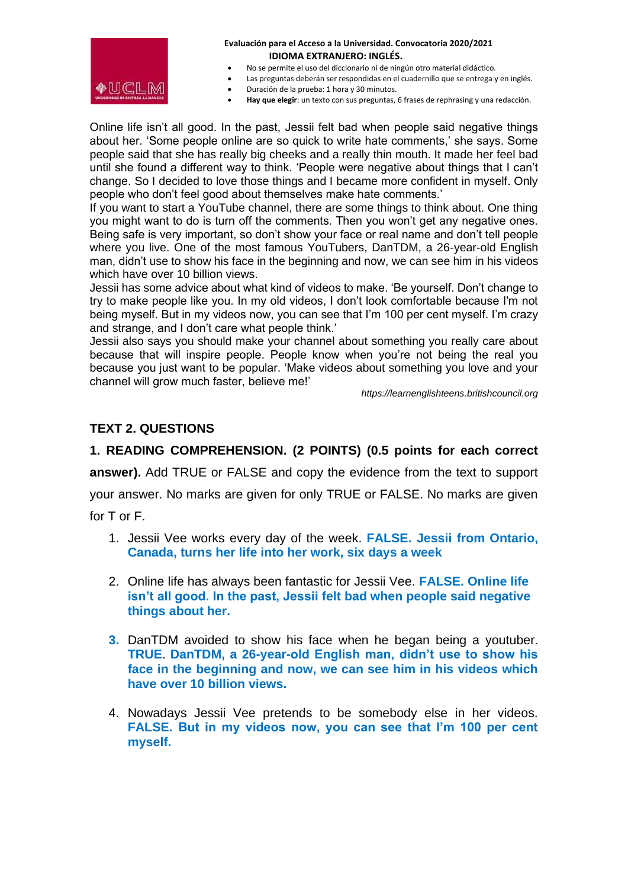Online life isn't all good. In the past, Jessii felt bad when people said negative things about her. 'Some people online are so quick to write hate comments,' she says. Some people said that she has really big cheeks and a really thin mouth. It made her feel bad until she found a different way to think. 'People were negative about things that I can't change. So I decided to love those things and I became more confident in myself. Only people who don't feel good about themselves make hate comments.'

If you want to start a YouTube channel, there are some things to think about. One thing you might want to do is turn off the comments. Then you won't get any negative ones. Being safe is very important, so don't show your face or real name and don't tell people where you live. One of the most famous YouTubers, DanTDM, a 26-year-old English man, didn't use to show his face in the beginning and now, we can see him in his videos which have over 10 billion views.

Jessii has some advice about what kind of videos to make. 'Be yourself. Don't change to try to make people like you. In my old videos, I don't look comfortable because I'm not being myself. But in my videos now, you can see that I'm 100 per cent myself. I'm crazy and strange, and I don't care what people think.'

Jessii also says you should make your channel about something you really care about because that will inspire people. People know when you're not being the real you because you just want to be popular. 'Make videos about something you love and your channel will grow much faster, believe me!'

*https://learnenglishteens.britishcouncil.org*

## TEXT 2. QUESTIONS

**1. READING COMPREHENSION. (2 POINTS) (0.5 points for each correct answer).** Add TRUE or FALSE and copy the evidence from the text to support your answer. No marks are given for only TRUE or FALSE. No marks are given for T or F.

1. Jessii Vee works every day of the week. **FALSE. Jessii from Ontario, Canada, turns her life into her work, six days a week**

2. Online life has always been fantastic for Jessii Vee. **FALSE. Online life isn't all good. In the past, Jessii felt bad when people said negative things about her.**

3. DanTDM avoided to show his face when he began being a youtuber. **TRUE**. **DanTDM, a 26-year-old English man, didn't use to show his face in the beginning and now, we can see him in his videos which have over 10 billion views.**

4. Nowadays Jessii Vee pretends to be somebody else in her videos. **FALSE. But in my videos now, you can see that I'm 100 per cent myself.**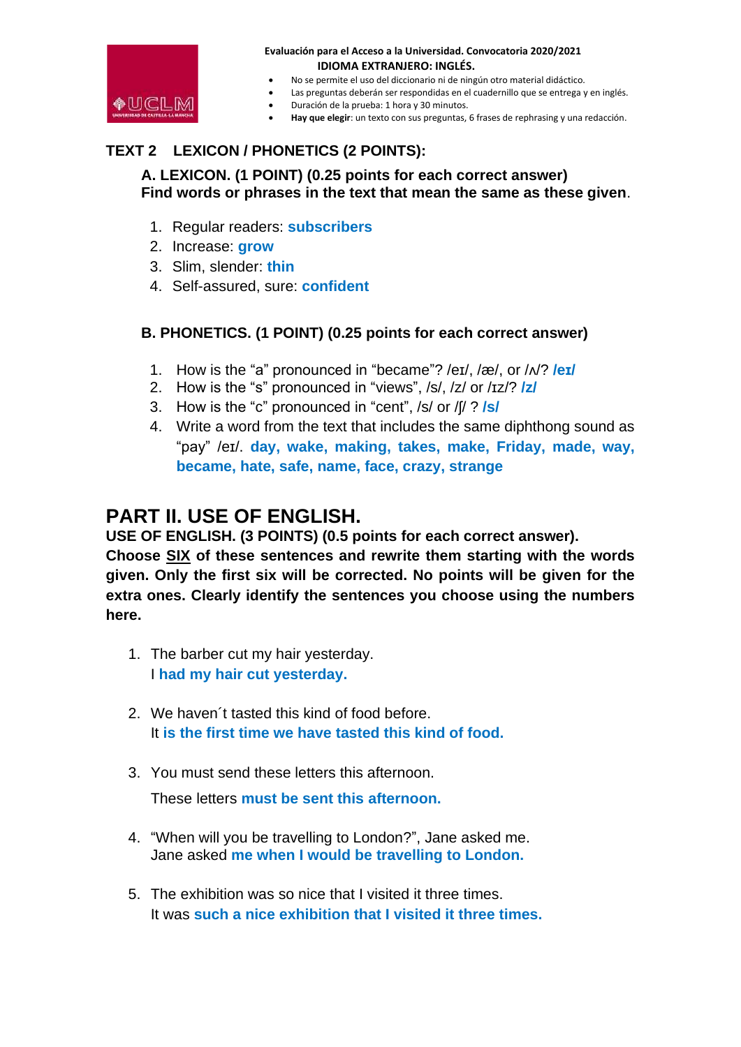Evaluación para el Acceso a la Universidad. Convocatoria 2020/2021
**IDIOMA EXTRANJERO: INGLÉS.**

- No se permite el uso del diccionario ni de ningún otro material didáctico.
- Las preguntas deberán ser respondidas en el cuadernillo que se entrega y en inglés.
- Duración de la prueba: 1 hora y 30 minutos.
- **Hay que elegir**: un texto con sus preguntas, 6 frases de rephrasing y una redacción.

## TEXT 2 LEXICON / PHONETICS (2 POINTS):

### A. LEXICON. (1 POINT) (0.25 points for each correct answer)
**Find words or phrases in the text that mean the same as these given.**

1. Regular readers: **subscribers**
2. Increase: **grow**
3. Slim, slender: **thin**
4. Self-assured, sure: **confident**

### B. PHONETICS. (1 POINT) (0.25 points for each correct answer)

1. How is the "a" pronounced in "became"? /eɪ/, /æ/, or /ʌ/? **/eɪ/**
2. How is the "s" pronounced in "views", /s/, /z/ or /ɪz/? **/z/**
3. How is the "c" pronounced in "cent", /s/ or /ʃ/ ? **/s/**
4. Write a word from the text that includes the same diphthong sound as "pay" /eɪ/. **day, wake, making, takes, make, Friday, made, way, became, hate, safe, name, face, crazy, strange**

# PART II. USE OF ENGLISH.

**USE OF ENGLISH. (3 POINTS) (0.5 points for each correct answer). Choose SIX of these sentences and rewrite them starting with the words given. Only the first six will be corrected. No points will be given for the extra ones. Clearly identify the sentences you choose using the numbers here.**

1. The barber cut my hair yesterday.
   I **had my hair cut yesterday.**

2. We haven´t tasted this kind of food before.
   It **is the first time we have tasted this kind of food.**

3. You must send these letters this afternoon.
   These letters **must be sent this afternoon.**

4. "When will you be travelling to London?", Jane asked me.
   Jane asked **me when I would be travelling to London.**

5. The exhibition was so nice that I visited it three times.
   It was **such a nice exhibition that I visited it three times.**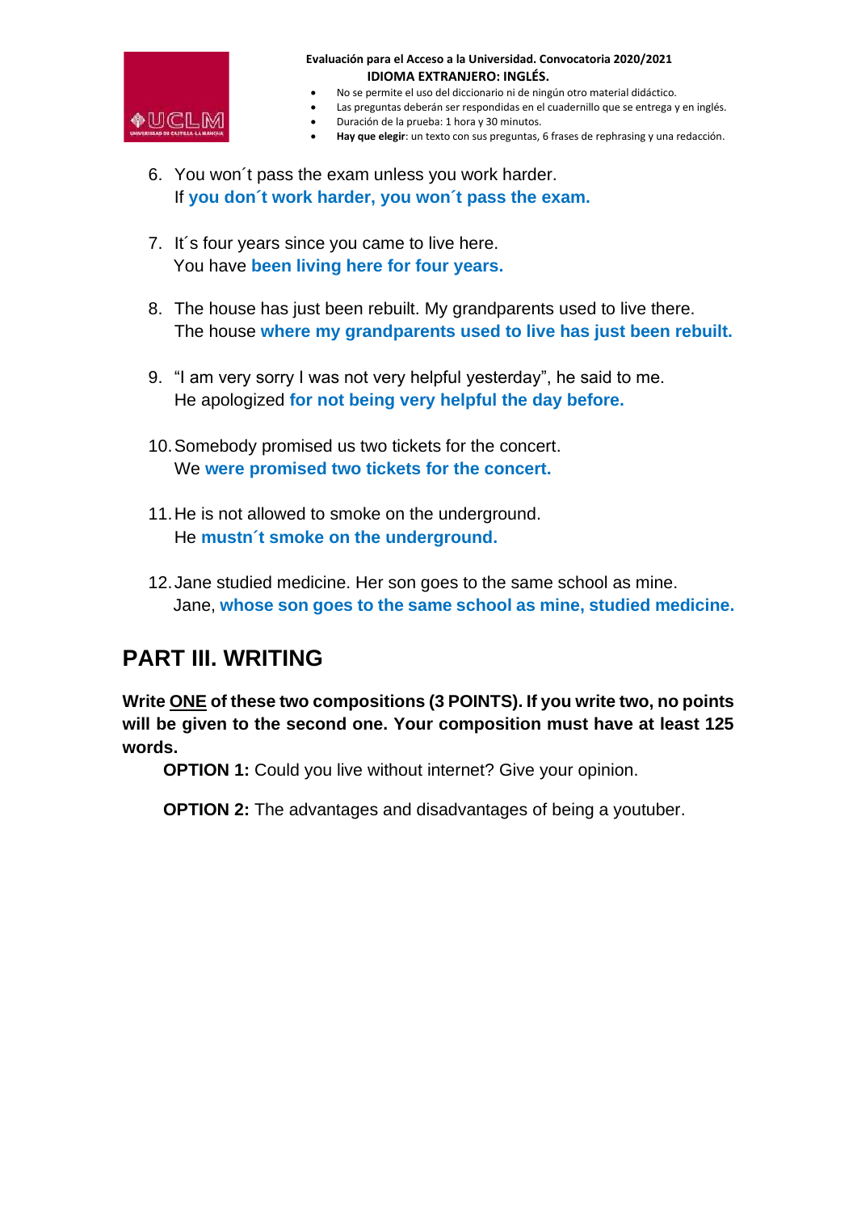6. You won´t pass the exam unless you work harder.
   If **you don´t work harder, you won´t pass the exam.**

7. It´s four years since you came to live here.
   You have **been living here for four years.**

8. The house has just been rebuilt. My grandparents used to live there.
   The house **where my grandparents used to live has just been rebuilt.**

9. "I am very sorry I was not very helpful yesterday", he said to me.
   He apologized **for not being very helpful the day before.**

10. Somebody promised us two tickets for the concert.
    We **were promised two tickets for the concert.**

11. He is not allowed to smoke on the underground.
    He **mustn´t smoke on the underground.**

12. Jane studied medicine. Her son goes to the same school as mine.
    Jane, **whose son goes to the same school as mine, studied medicine.**

## PART III. WRITING

**Write ONE of these two compositions (3 POINTS). If you write two, no points will be given to the second one. Your composition must have at least 125 words.**

**OPTION 1:** Could you live without internet? Give your opinion.

**OPTION 2:** The advantages and disadvantages of being a youtuber.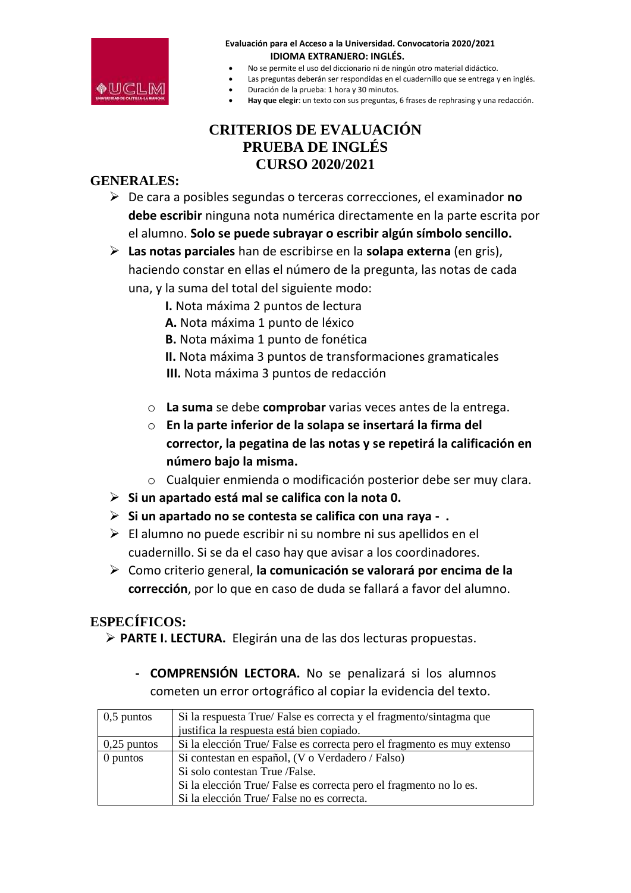Evaluación para el Acceso a la Universidad. Convocatoria 2020/2021
**IDIOMA EXTRANJERO: INGLÉS.**

- No se permite el uso del diccionario ni de ningún otro material didáctico.
- Las preguntas deberán ser respondidas en el cuadernillo que se entrega y en inglés.
- Duración de la prueba: 1 hora y 30 minutos.
- **Hay que elegir**: un texto con sus preguntas, 6 frases de rephrasing y una redacción.

# CRITERIOS DE EVALUACIÓN
# PRUEBA DE INGLÉS
# CURSO 2020/2021

## GENERALES:

- De cara a posibles segundas o terceras correcciones, el examinador **no debe escribir** ninguna nota numérica directamente en la parte escrita por el alumno. **Solo se puede subrayar o escribir algún símbolo sencillo.**
- **Las notas parciales** han de escribirse en la **solapa externa** (en gris), haciendo constar en ellas el número de la pregunta, las notas de cada una, y la suma del total del siguiente modo:
  - **I.** Nota máxima 2 puntos de lectura
  - **A.** Nota máxima 1 punto de léxico
  - **B.** Nota máxima 1 punto de fonética
  - **II.** Nota máxima 3 puntos de transformaciones gramaticales
  - **III.** Nota máxima 3 puntos de redacción

  - **La suma** se debe **comprobar** varias veces antes de la entrega.
  - **En la parte inferior de la solapa se insertará la firma del corrector, la pegatina de las notas y se repetirá la calificación en número bajo la misma.**
  - Cualquier enmienda o modificación posterior debe ser muy clara.
- **Si un apartado está mal se califica con la nota 0.**
- **Si un apartado no se contesta se califica con una raya - .**
- El alumno no puede escribir ni su nombre ni sus apellidos en el cuadernillo. Si se da el caso hay que avisar a los coordinadores.
- Como criterio general, **la comunicación se valorará por encima de la corrección**, por lo que en caso de duda se fallará a favor del alumno.

## ESPECÍFICOS:

- **PARTE I. LECTURA.** Elegirán una de las dos lecturas propuestas.

  - **COMPRENSIÓN LECTORA.** No se penalizará si los alumnos cometen un error ortográfico al copiar la evidencia del texto.

| | |
|---|---|
| 0,5 puntos | Si la respuesta True/ False es correcta y el fragmento/sintagma que justifica la respuesta está bien copiado. |
| 0,25 puntos | Si la elección True/ False es correcta pero el fragmento es muy extenso |
| 0 puntos | Si contestan en español, (V o Verdadero / Falso)<br>Si solo contestan True /False.<br>Si la elección True/ False es correcta pero el fragmento no lo es.<br>Si la elección True/ False no es correcta. |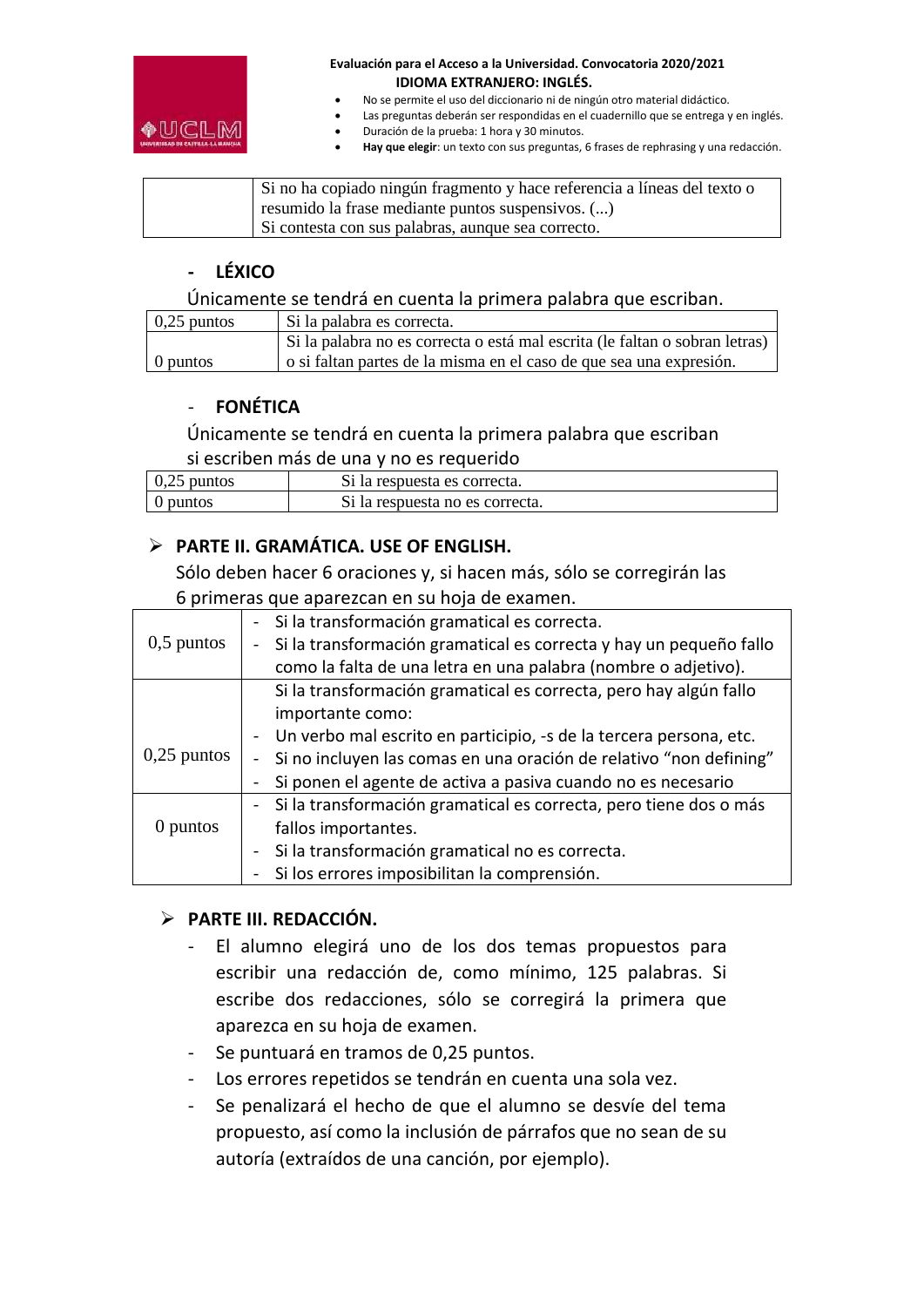| | Si no ha copiado ningún fragmento y hace referencia a líneas del texto o resumido la frase mediante puntos suspensivos. (...)<br>Si contesta con sus palabras, aunque sea correcto. |
|---|---|

- **LÉXICO**

Únicamente se tendrá en cuenta la primera palabra que escriban.

| 0,25 puntos | Si la palabra es correcta. |
|---|---|
| 0 puntos | Si la palabra no es correcta o está mal escrita (le faltan o sobran letras) o si faltan partes de la misma en el caso de que sea una expresión. |

- **FONÉTICA**

Únicamente se tendrá en cuenta la primera palabra que escriban si escriben más de una y no es requerido

| 0,25 puntos | Si la respuesta es correcta. |
|---|---|
| 0 puntos | Si la respuesta no es correcta. |

## PARTE II. GRAMÁTICA. USE OF ENGLISH.

Sólo deben hacer 6 oraciones y, si hacen más, sólo se corregirán las 6 primeras que aparezcan en su hoja de examen.

| 0,5 puntos | - Si la transformación gramatical es correcta.<br>- Si la transformación gramatical es correcta y hay un pequeño fallo como la falta de una letra en una palabra (nombre o adjetivo). |
|---|---|
| 0,25 puntos | Si la transformación gramatical es correcta, pero hay algún fallo importante como:<br>- Un verbo mal escrito en participio, -s de la tercera persona, etc.<br>- Si no incluyen las comas en una oración de relativo "non defining"<br>- Si ponen el agente de activa a pasiva cuando no es necesario |
| 0 puntos | - Si la transformación gramatical es correcta, pero tiene dos o más fallos importantes.<br>- Si la transformación gramatical no es correcta.<br>- Si los errores imposibilitan la comprensión. |

## PARTE III. REDACCIÓN.

- El alumno elegirá uno de los dos temas propuestos para escribir una redacción de, como mínimo, 125 palabras. Si escribe dos redacciones, sólo se corregirá la primera que aparezca en su hoja de examen.
- Se puntuará en tramos de 0,25 puntos.
- Los errores repetidos se tendrán en cuenta una sola vez.
- Se penalizará el hecho de que el alumno se desvíe del tema propuesto, así como la inclusión de párrafos que no sean de su autoría (extraídos de una canción, por ejemplo).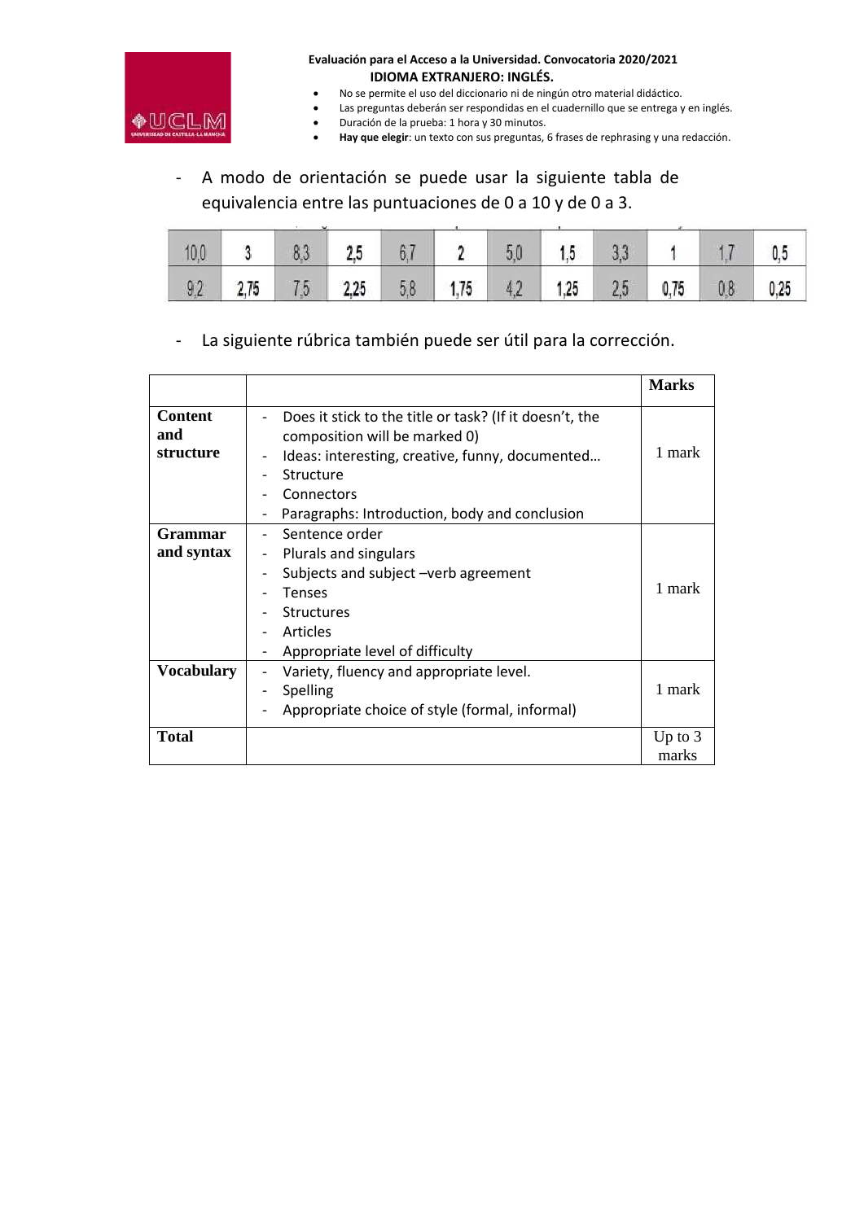Evaluación para el Acceso a la Universidad. Convocatoria 2020/2021
**IDIOMA EXTRANJERO: INGLÉS.**

- No se permite el uso del diccionario ni de ningún otro material didáctico.
- Las preguntas deberán ser respondidas en el cuadernillo que se entrega y en inglés.
- Duración de la prueba: 1 hora y 30 minutos.
- **Hay que elegir**: un texto con sus preguntas, 6 frases de rephrasing y una redacción.

- A modo de orientación se puede usar la siguiente tabla de equivalencia entre las puntuaciones de 0 a 10 y de 0 a 3.

| | | | | | | | | | | | |
|---|---|---|---|---|---|---|---|---|---|---|---|
| 10,0 | 3 | 8,3 | 2,5 | 6,7 | 2 | 5,0 | 1,5 | 3,3 | 1 | 1,7 | 0,5 |
| 9,2 | 2,75 | 7,5 | 2,25 | 5,8 | 1,75 | 4,2 | 1,25 | 2,5 | 0,75 | 0,8 | 0,25 |

- La siguiente rúbrica también puede ser útil para la corrección.

| | | Marks |
|---|---|---|
| **Content and structure** | - Does it stick to the title or task? (If it doesn't, the composition will be marked 0)<br>- Ideas: interesting, creative, funny, documented…<br>- Structure<br>- Connectors<br>- Paragraphs: Introduction, body and conclusion | 1 mark |
| **Grammar and syntax** | - Sentence order<br>- Plurals and singulars<br>- Subjects and subject –verb agreement<br>- Tenses<br>- Structures<br>- Articles<br>- Appropriate level of difficulty | 1 mark |
| **Vocabulary** | - Variety, fluency and appropriate level.<br>- Spelling<br>- Appropriate choice of style (formal, informal) | 1 mark |
| **Total** | | Up to 3 marks |